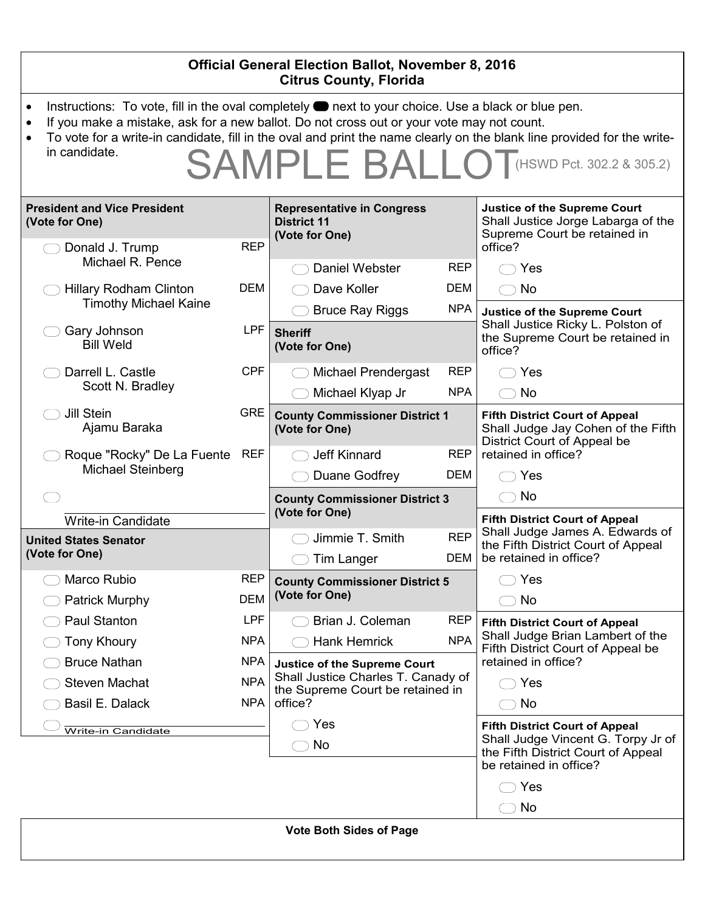# Official General Election Ballot, November 8, 2016
## Citrus County, Florida

- Instructions: To vote, fill in the oval completely ⬬ next to your choice. Use a black or blue pen.
- If you make a mistake, ask for a new ballot. Do not cross out or your vote may not count.
- To vote for a write-in candidate, fill in the oval and print the name clearly on the blank line provided for the write-in candidate.

SAMPLE BALLOT (HSWD Pct. 302.2 & 305.2)

### President and Vice President
**(Vote for One)**

| | Candidate | Party |
|---|---|---|
| ◯ | Donald J. Trump / Michael R. Pence | REP |
| ◯ | Hillary Rodham Clinton / Timothy Michael Kaine | DEM |
| ◯ | Gary Johnson / Bill Weld | LPF |
| ◯ | Darrell L. Castle / Scott N. Bradley | CPF |
| ◯ | Jill Stein / Ajamu Baraka | GRE |
| ◯ | Roque "Rocky" De La Fuente / Michael Steinberg | REF |
| ◯ | ________ Write-in Candidate | |

### United States Senator
**(Vote for One)**

| | Candidate | Party |
|---|---|---|
| ◯ | Marco Rubio | REP |
| ◯ | Patrick Murphy | DEM |
| ◯ | Paul Stanton | LPF |
| ◯ | Tony Khoury | NPA |
| ◯ | Bruce Nathan | NPA |
| ◯ | Steven Machat | NPA |
| ◯ | Basil E. Dalack | NPA |
| ◯ | ________ Write-in Candidate | |

### Representative in Congress District 11
**(Vote for One)**

| | Candidate | Party |
|---|---|---|
| ◯ | Daniel Webster | REP |
| ◯ | Dave Koller | DEM |
| ◯ | Bruce Ray Riggs | NPA |

### Sheriff
**(Vote for One)**

| | Candidate | Party |
|---|---|---|
| ◯ | Michael Prendergast | REP |
| ◯ | Michael Klyap Jr | NPA |

### County Commissioner District 1
**(Vote for One)**

| | Candidate | Party |
|---|---|---|
| ◯ | Jeff Kinnard | REP |
| ◯ | Duane Godfrey | DEM |

### County Commissioner District 3
**(Vote for One)**

| | Candidate | Party |
|---|---|---|
| ◯ | Jimmie T. Smith | REP |
| ◯ | Tim Langer | DEM |

### County Commissioner District 5
**(Vote for One)**

| | Candidate | Party |
|---|---|---|
| ◯ | Brian J. Coleman | REP |
| ◯ | Hank Hemrick | NPA |

### Justice of the Supreme Court
Shall Justice Charles T. Canady of the Supreme Court be retained in office?

- ◯ Yes
- ◯ No

### Justice of the Supreme Court
Shall Justice Jorge Labarga of the Supreme Court be retained in office?

- ◯ Yes
- ◯ No

### Justice of the Supreme Court
Shall Justice Ricky L. Polston of the Supreme Court be retained in office?

- ◯ Yes
- ◯ No

### Fifth District Court of Appeal
Shall Judge Jay Cohen of the Fifth District Court of Appeal be retained in office?

- ◯ Yes
- ◯ No

### Fifth District Court of Appeal
Shall Judge James A. Edwards of the Fifth District Court of Appeal be retained in office?

- ◯ Yes
- ◯ No

### Fifth District Court of Appeal
Shall Judge Brian Lambert of the Fifth District Court of Appeal be retained in office?

- ◯ Yes
- ◯ No

### Fifth District Court of Appeal
Shall Judge Vincent G. Torpy Jr of the Fifth District Court of Appeal be retained in office?

- ◯ Yes
- ◯ No

**Vote Both Sides of Page**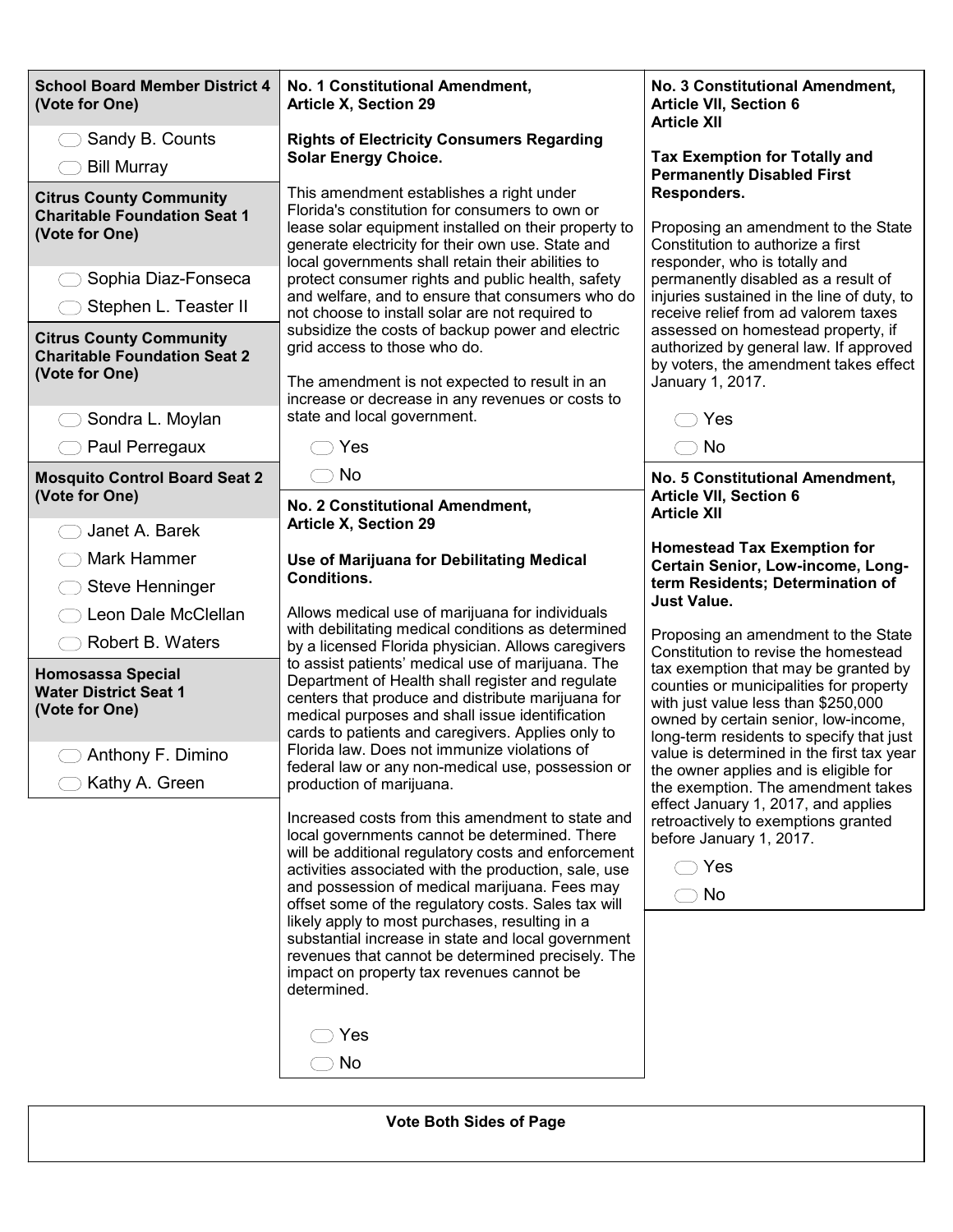**School Board Member District 4 (Vote for One)**

- Sandy B. Counts
- Bill Murray

**Citrus County Community Charitable Foundation Seat 1 (Vote for One)**

- Sophia Diaz-Fonseca
- Stephen L. Teaster II

**Citrus County Community Charitable Foundation Seat 2 (Vote for One)**

- Sondra L. Moylan
- Paul Perregaux

**Mosquito Control Board Seat 2 (Vote for One)**

- Janet A. Barek
- Mark Hammer
- Steve Henninger
- Leon Dale McClellan
- Robert B. Waters

**Homosassa Special Water District Seat 1 (Vote for One)**

- Anthony F. Dimino
- Kathy A. Green

**No. 1 Constitutional Amendment, Article X, Section 29**

**Rights of Electricity Consumers Regarding Solar Energy Choice.**

This amendment establishes a right under Florida's constitution for consumers to own or lease solar equipment installed on their property to generate electricity for their own use. State and local governments shall retain their abilities to protect consumer rights and public health, safety and welfare, and to ensure that consumers who do not choose to install solar are not required to subsidize the costs of backup power and electric grid access to those who do.

The amendment is not expected to result in an increase or decrease in any revenues or costs to state and local government.

- Yes
- No

**No. 2 Constitutional Amendment, Article X, Section 29**

**Use of Marijuana for Debilitating Medical Conditions.**

Allows medical use of marijuana for individuals with debilitating medical conditions as determined by a licensed Florida physician. Allows caregivers to assist patients' medical use of marijuana. The Department of Health shall register and regulate centers that produce and distribute marijuana for medical purposes and shall issue identification cards to patients and caregivers. Applies only to Florida law. Does not immunize violations of federal law or any non-medical use, possession or production of marijuana.

Increased costs from this amendment to state and local governments cannot be determined. There will be additional regulatory costs and enforcement activities associated with the production, sale, use and possession of medical marijuana. Fees may offset some of the regulatory costs. Sales tax will likely apply to most purchases, resulting in a substantial increase in state and local government revenues that cannot be determined precisely. The impact on property tax revenues cannot be determined.

- Yes
- No

**No. 3 Constitutional Amendment, Article VII, Section 6 Article XII**

**Tax Exemption for Totally and Permanently Disabled First Responders.**

Proposing an amendment to the State Constitution to authorize a first responder, who is totally and permanently disabled as a result of injuries sustained in the line of duty, to receive relief from ad valorem taxes assessed on homestead property, if authorized by general law. If approved by voters, the amendment takes effect January 1, 2017.

- Yes
- No

**No. 5 Constitutional Amendment, Article VII, Section 6 Article XII**

**Homestead Tax Exemption for Certain Senior, Low-income, Long-term Residents; Determination of Just Value.**

Proposing an amendment to the State Constitution to revise the homestead tax exemption that may be granted by counties or municipalities for property with just value less than $250,000 owned by certain senior, low-income, long-term residents to specify that just value is determined in the first tax year the owner applies and is eligible for the exemption. The amendment takes effect January 1, 2017, and applies retroactively to exemptions granted before January 1, 2017.

- Yes
- No

**Vote Both Sides of Page**